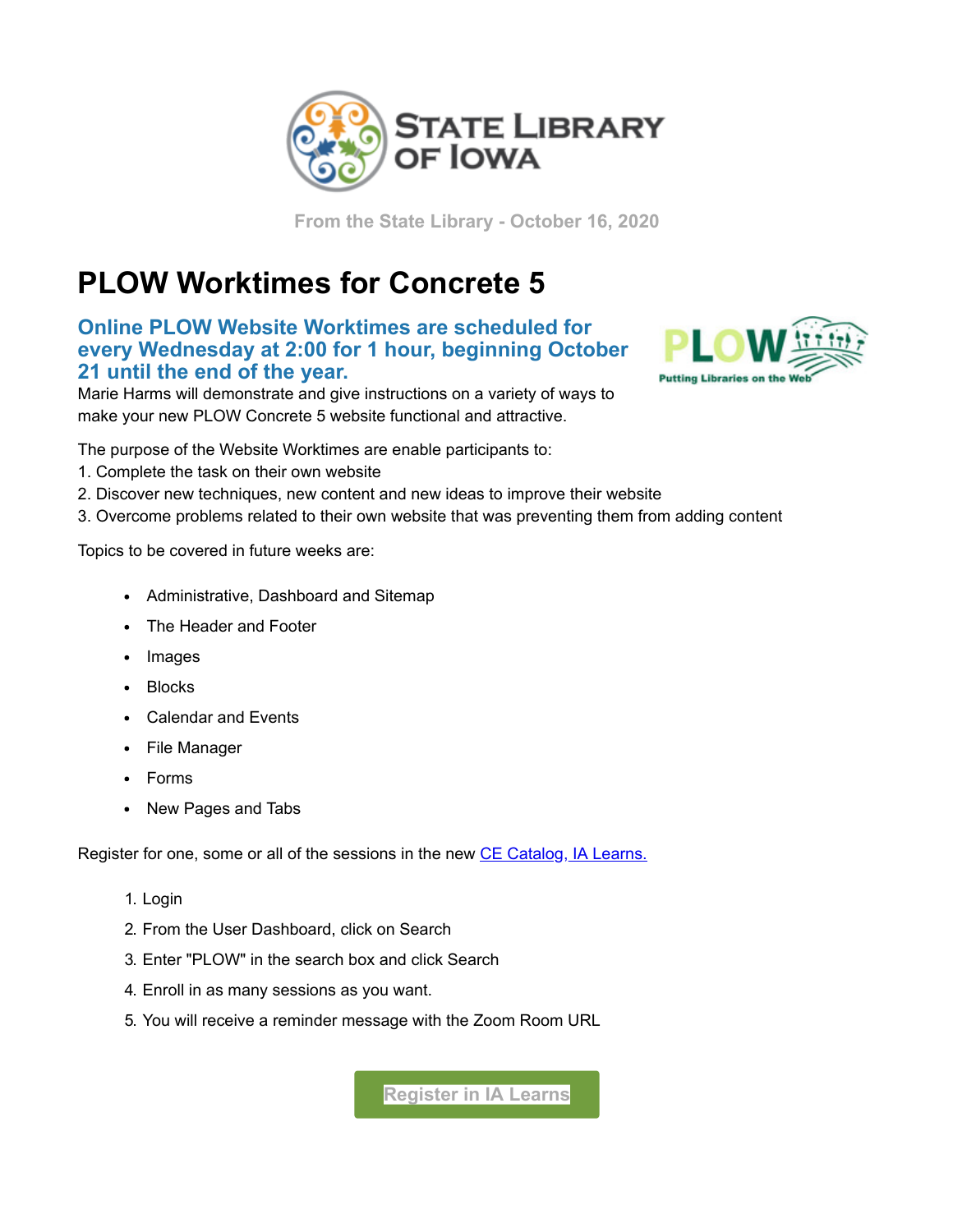STATE LIBRARY OF IOWA

From the State Library - October 16, 2020

# PLOW Worktimes for Concrete 5

## Online PLOW Website Worktimes are scheduled for every Wednesday at 2:00 for 1 hour, beginning October 21 until the end of the year.

Marie Harms will demonstrate and give instructions on a variety of ways to make your new PLOW Concrete 5 website functional and attractive.

The purpose of the Website Worktimes are enable participants to:
1. Complete the task on their own website
2. Discover new techniques, new content and new ideas to improve their website
3. Overcome problems related to their own website that was preventing them from adding content

Topics to be covered in future weeks are:

- Administrative, Dashboard and Sitemap
- The Header and Footer
- Images
- Blocks
- Calendar and Events
- File Manager
- Forms
- New Pages and Tabs

Register for one, some or all of the sessions in the new CE Catalog, IA Learns.

1. Login
2. From the User Dashboard, click on Search
3. Enter "PLOW" in the search box and click Search
4. Enroll in as many sessions as you want.
5. You will receive a reminder message with the Zoom Room URL

Register in IA Learns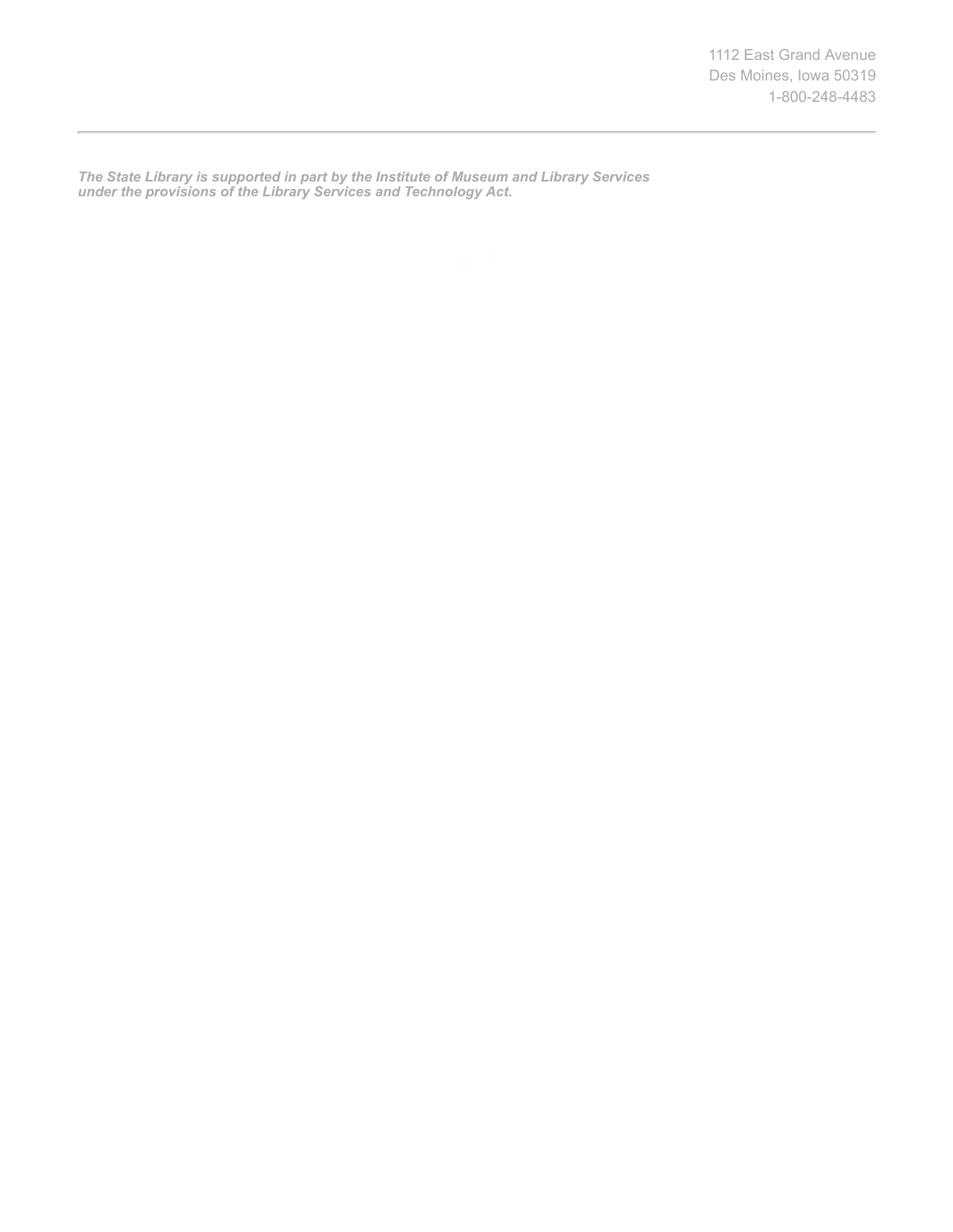1112 East Grand Avenue
Des Moines, Iowa 50319
1-800-248-4483

---

***The State Library is supported in part by the Institute of Museum and Library Services under the provisions of the Library Services and Technology Act.***